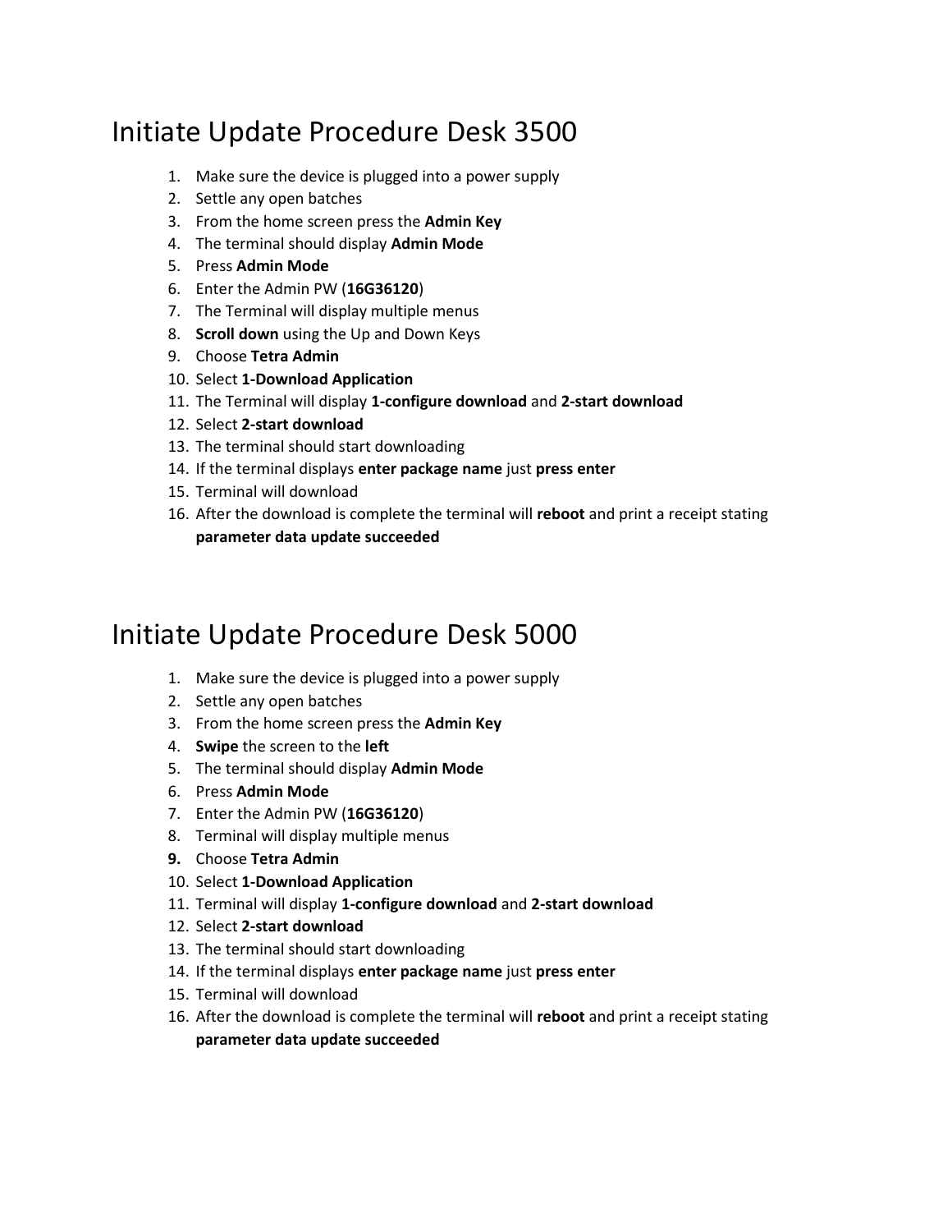# Initiate Update Procedure Desk 3500

1. Make sure the device is plugged into a power supply
2. Settle any open batches
3. From the home screen press the **Admin Key**
4. The terminal should display **Admin Mode**
5. Press **Admin Mode**
6. Enter the Admin PW (**16G36120**)
7. The Terminal will display multiple menus
8. **Scroll down** using the Up and Down Keys
9. Choose **Tetra Admin**
10. Select **1-Download Application**
11. The Terminal will display **1-configure download** and **2-start download**
12. Select **2-start download**
13. The terminal should start downloading
14. If the terminal displays **enter package name** just **press enter**
15. Terminal will download
16. After the download is complete the terminal will **reboot** and print a receipt stating **parameter data update succeeded**

# Initiate Update Procedure Desk 5000

1. Make sure the device is plugged into a power supply
2. Settle any open batches
3. From the home screen press the **Admin Key**
4. **Swipe** the screen to the **left**
5. The terminal should display **Admin Mode**
6. Press **Admin Mode**
7. Enter the Admin PW (**16G36120**)
8. Terminal will display multiple menus
9. Choose **Tetra Admin**
10. Select **1-Download Application**
11. Terminal will display **1-configure download** and **2-start download**
12. Select **2-start download**
13. The terminal should start downloading
14. If the terminal displays **enter package name** just **press enter**
15. Terminal will download
16. After the download is complete the terminal will **reboot** and print a receipt stating **parameter data update succeeded**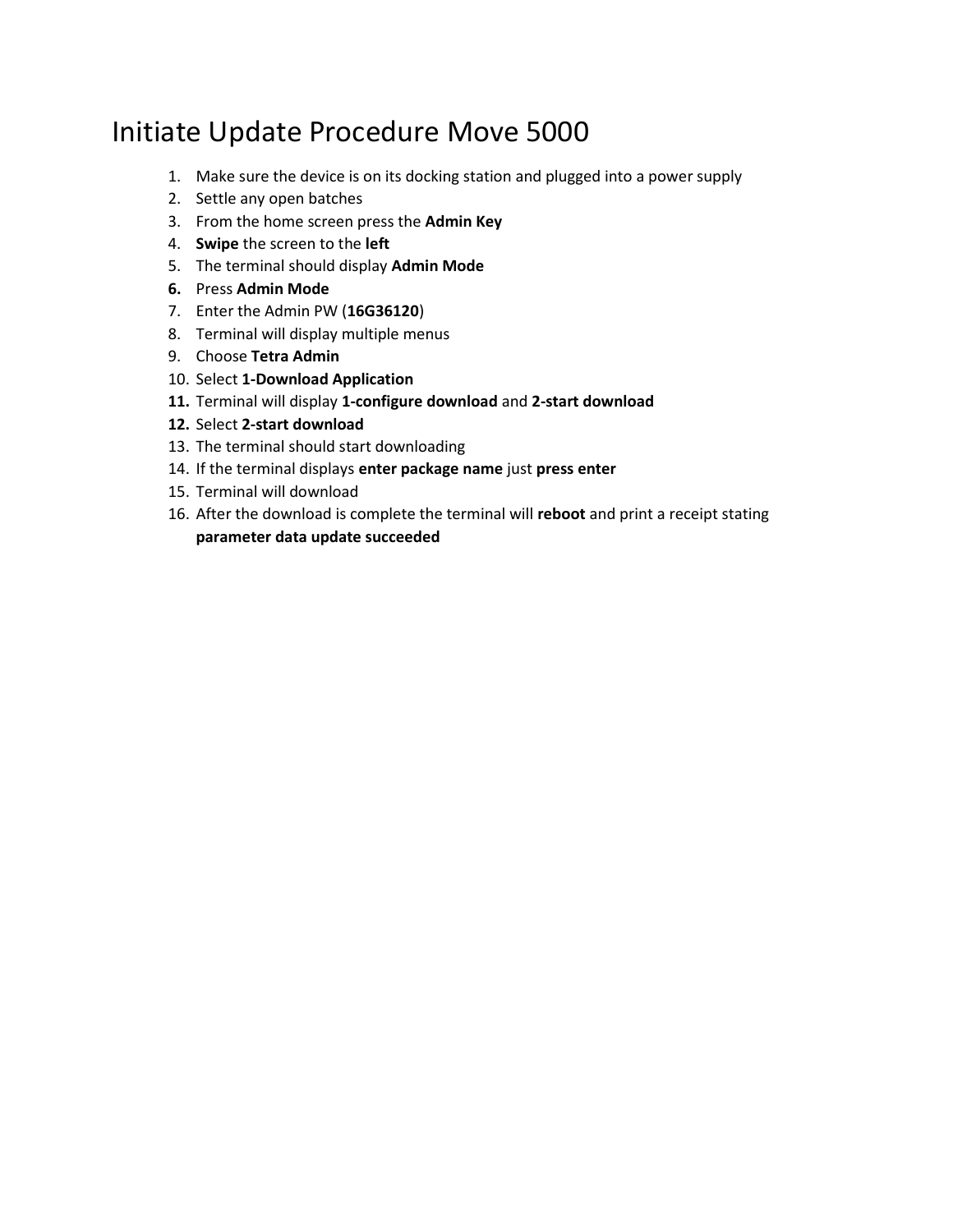# Initiate Update Procedure Move 5000

1. Make sure the device is on its docking station and plugged into a power supply
2. Settle any open batches
3. From the home screen press the **Admin Key**
4. **Swipe** the screen to the **left**
5. The terminal should display **Admin Mode**
6. Press **Admin Mode**
7. Enter the Admin PW (**16G36120**)
8. Terminal will display multiple menus
9. Choose **Tetra Admin**
10. Select **1-Download Application**
11. Terminal will display **1-configure download** and **2-start download**
12. Select **2-start download**
13. The terminal should start downloading
14. If the terminal displays **enter package name** just **press enter**
15. Terminal will download
16. After the download is complete the terminal will **reboot** and print a receipt stating **parameter data update succeeded**